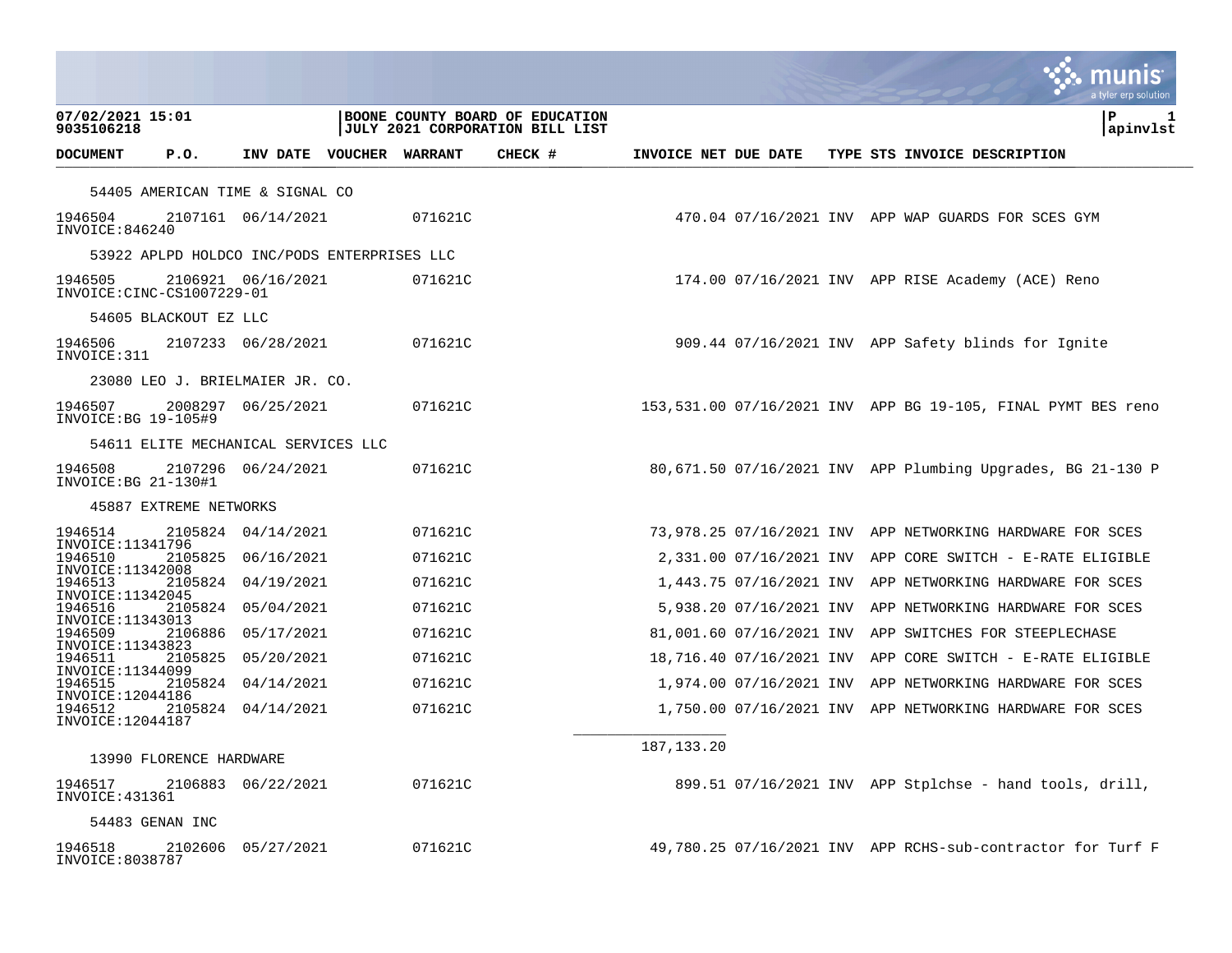07/02/2021 15:01
9035106218

**BOONE COUNTY BOARD OF EDUCATION**
**JULY 2021 CORPORATION BILL LIST**

P 1
apinvlst

| DOCUMENT | P.O. | INV DATE | VOUCHER | WARRANT | CHECK # | INVOICE NET | DUE DATE | TYPE | STS | INVOICE DESCRIPTION |
|---|---|---|---|---|---|---|---|---|---|---|
| 54405 AMERICAN TIME & SIGNAL CO | | | | | | | | | | |
| 1946504 INVOICE:846240 | 2107161 | 06/14/2021 | | 071621C | | 470.04 | 07/16/2021 | INV | APP | WAP GUARDS FOR SCES GYM |
| 53922 APLPD HOLDCO INC/PODS ENTERPRISES LLC | | | | | | | | | | |
| 1946505 INVOICE:CINC-CS1007229-01 | 2106921 | 06/16/2021 | | 071621C | | 174.00 | 07/16/2021 | INV | APP | RISE Academy (ACE) Reno |
| 54605 BLACKOUT EZ LLC | | | | | | | | | | |
| 1946506 INVOICE:311 | 2107233 | 06/28/2021 | | 071621C | | 909.44 | 07/16/2021 | INV | APP | Safety blinds for Ignite |
| 23080 LEO J. BRIELMAIER JR. CO. | | | | | | | | | | |
| 1946507 INVOICE:BG 19-105#9 | 2008297 | 06/25/2021 | | 071621C | | 153,531.00 | 07/16/2021 | INV | APP | BG 19-105, FINAL PYMT BES reno |
| 54611 ELITE MECHANICAL SERVICES LLC | | | | | | | | | | |
| 1946508 INVOICE:BG 21-130#1 | 2107296 | 06/24/2021 | | 071621C | | 80,671.50 | 07/16/2021 | INV | APP | Plumbing Upgrades, BG 21-130 P |
| 45887 EXTREME NETWORKS | | | | | | | | | | |
| 1946514 INVOICE:11341796 | 2105824 | 04/14/2021 | | 071621C | | 73,978.25 | 07/16/2021 | INV | APP | NETWORKING HARDWARE FOR SCES |
| 1946510 INVOICE:11342008 | 2105825 | 06/16/2021 | | 071621C | | 2,331.00 | 07/16/2021 | INV | APP | CORE SWITCH - E-RATE ELIGIBLE |
| 1946513 INVOICE:11342045 | 2105824 | 04/19/2021 | | 071621C | | 1,443.75 | 07/16/2021 | INV | APP | NETWORKING HARDWARE FOR SCES |
| 1946516 INVOICE:11343013 | 2105824 | 05/04/2021 | | 071621C | | 5,938.20 | 07/16/2021 | INV | APP | NETWORKING HARDWARE FOR SCES |
| 1946509 INVOICE:11343823 | 2106886 | 05/17/2021 | | 071621C | | 81,001.60 | 07/16/2021 | INV | APP | SWITCHES FOR STEEPLECHASE |
| 1946511 INVOICE:11344099 | 2105825 | 05/20/2021 | | 071621C | | 18,716.40 | 07/16/2021 | INV | APP | CORE SWITCH - E-RATE ELIGIBLE |
| 1946515 INVOICE:12044186 | 2105824 | 04/14/2021 | | 071621C | | 1,974.00 | 07/16/2021 | INV | APP | NETWORKING HARDWARE FOR SCES |
| 1946512 INVOICE:12044187 | 2105824 | 04/14/2021 | | 071621C | | 1,750.00 | 07/16/2021 | INV | APP | NETWORKING HARDWARE FOR SCES |
| | | | | | | 187,133.20 | | | | |
| 13990 FLORENCE HARDWARE | | | | | | | | | | |
| 1946517 INVOICE:431361 | 2106883 | 06/22/2021 | | 071621C | | 899.51 | 07/16/2021 | INV | APP | Stplchse - hand tools, drill, |
| 54483 GENAN INC | | | | | | | | | | |
| 1946518 INVOICE:8038787 | 2102606 | 05/27/2021 | | 071621C | | 49,780.25 | 07/16/2021 | INV | APP | RCHS-sub-contractor for Turf F |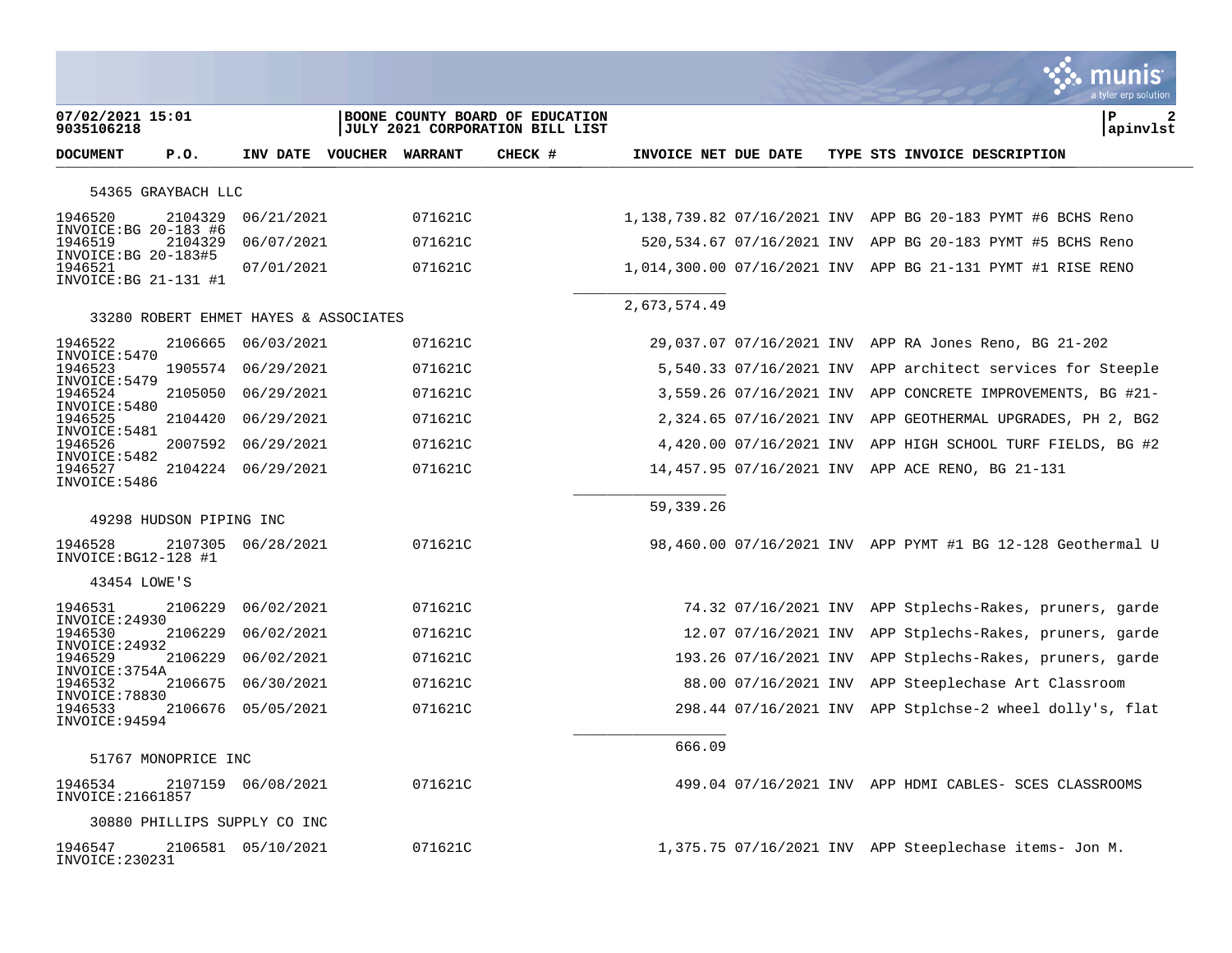**07/02/2021 15:01**
**9035106218**

**BOONE COUNTY BOARD OF EDUCATION**
**JULY 2021 CORPORATION BILL LIST**

**P 2**
**apinvlst**

| DOCUMENT | P.O. | INV DATE | VOUCHER | WARRANT | CHECK # | INVOICE NET | DUE DATE | TYPE | STS | INVOICE DESCRIPTION |
|---|---|---|---|---|---|---|---|---|---|---|
| **54365 GRAYBACH LLC** | | | | | | | | | | |
| 1946520 INVOICE:BG 20-183 #6 | 2104329 | 06/21/2021 | | 071621C | | 1,138,739.82 | 07/16/2021 | INV | APP | BG 20-183 PYMT #6 BCHS Reno |
| 1946519 INVOICE:BG 20-183#5 | 2104329 | 06/07/2021 | | 071621C | | 520,534.67 | 07/16/2021 | INV | APP | BG 20-183 PYMT #5 BCHS Reno |
| 1946521 INVOICE:BG 21-131 #1 | | 07/01/2021 | | 071621C | | 1,014,300.00 | 07/16/2021 | INV | APP | BG 21-131 PYMT #1 RISE RENO |
| | | | | | | 2,673,574.49 | | | | |
| **33280 ROBERT EHMET HAYES & ASSOCIATES** | | | | | | | | | | |
| 1946522 INVOICE:5470 | 2106665 | 06/03/2021 | | 071621C | | 29,037.07 | 07/16/2021 | INV | APP | RA Jones Reno, BG 21-202 |
| 1946523 INVOICE:5479 | 1905574 | 06/29/2021 | | 071621C | | 5,540.33 | 07/16/2021 | INV | APP | architect services for Steeple |
| 1946524 INVOICE:5480 | 2105050 | 06/29/2021 | | 071621C | | 3,559.26 | 07/16/2021 | INV | APP | CONCRETE IMPROVEMENTS, BG #21- |
| 1946525 INVOICE:5481 | 2104420 | 06/29/2021 | | 071621C | | 2,324.65 | 07/16/2021 | INV | APP | GEOTHERMAL UPGRADES, PH 2, BG2 |
| 1946526 INVOICE:5482 | 2007592 | 06/29/2021 | | 071621C | | 4,420.00 | 07/16/2021 | INV | APP | HIGH SCHOOL TURF FIELDS, BG #2 |
| 1946527 INVOICE:5486 | 2104224 | 06/29/2021 | | 071621C | | 14,457.95 | 07/16/2021 | INV | APP | ACE RENO, BG 21-131 |
| | | | | | | 59,339.26 | | | | |
| **49298 HUDSON PIPING INC** | | | | | | | | | | |
| 1946528 INVOICE:BG12-128 #1 | 2107305 | 06/28/2021 | | 071621C | | 98,460.00 | 07/16/2021 | INV | APP | PYMT #1 BG 12-128 Geothermal U |
| **43454 LOWE'S** | | | | | | | | | | |
| 1946531 INVOICE:24930 | 2106229 | 06/02/2021 | | 071621C | | 74.32 | 07/16/2021 | INV | APP | Stplechs-Rakes, pruners, garde |
| 1946530 INVOICE:24932 | 2106229 | 06/02/2021 | | 071621C | | 12.07 | 07/16/2021 | INV | APP | Stplechs-Rakes, pruners, garde |
| 1946529 INVOICE:3754A | 2106229 | 06/02/2021 | | 071621C | | 193.26 | 07/16/2021 | INV | APP | Stplechs-Rakes, pruners, garde |
| 1946532 INVOICE:78830 | 2106675 | 06/30/2021 | | 071621C | | 88.00 | 07/16/2021 | INV | APP | Steeplechase Art Classroom |
| 1946533 INVOICE:94594 | 2106676 | 05/05/2021 | | 071621C | | 298.44 | 07/16/2021 | INV | APP | Stplchse-2 wheel dolly's, flat |
| | | | | | | 666.09 | | | | |
| **51767 MONOPRICE INC** | | | | | | | | | | |
| 1946534 INVOICE:21661857 | 2107159 | 06/08/2021 | | 071621C | | 499.04 | 07/16/2021 | INV | APP | HDMI CABLES- SCES CLASSROOMS |
| **30880 PHILLIPS SUPPLY CO INC** | | | | | | | | | | |
| 1946547 INVOICE:230231 | 2106581 | 05/10/2021 | | 071621C | | 1,375.75 | 07/16/2021 | INV | APP | Steeplechase items- Jon M. |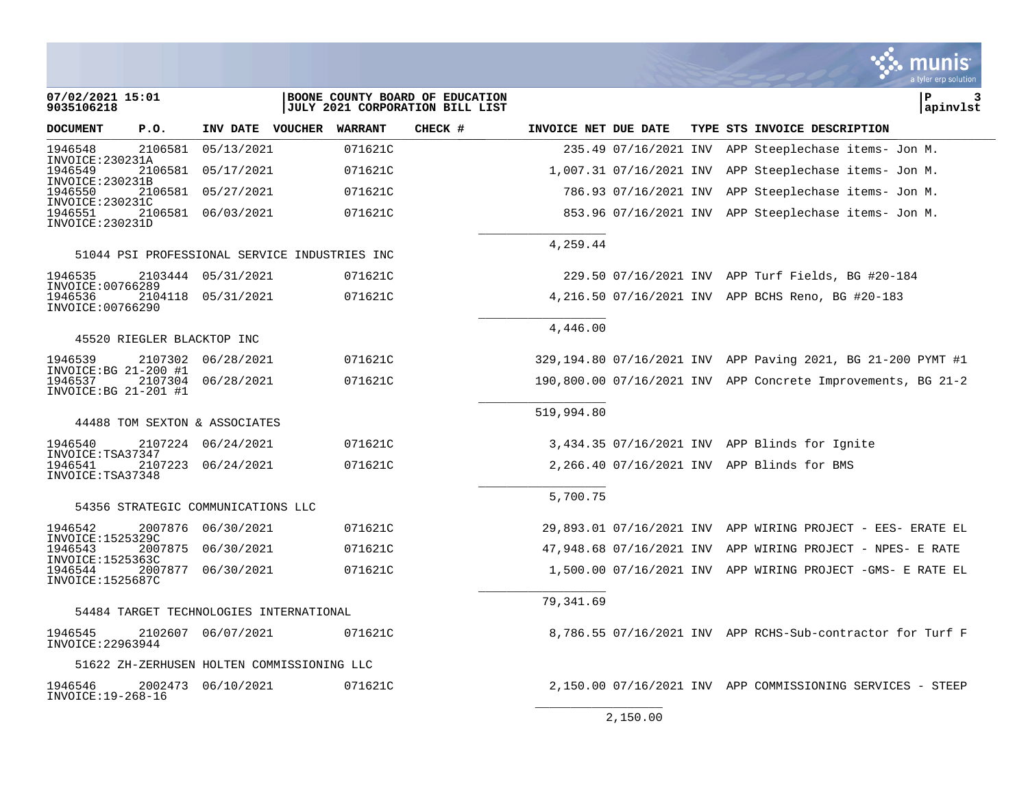**07/02/2021 15:01**
**9035106218**

**BOONE COUNTY BOARD OF EDUCATION**
**JULY 2021 CORPORATION BILL LIST**

**P 3**
**apinvlst**

| DOCUMENT | P.O. | INV DATE | VOUCHER | WARRANT | CHECK # | INVOICE NET | DUE DATE | TYPE | STS | INVOICE DESCRIPTION |
|---|---|---|---|---|---|---|---|---|---|---|
| 1946548 INVOICE:230231A | 2106581 | 05/13/2021 | | 071621C | | 235.49 | 07/16/2021 | INV | APP | Steeplechase items- Jon M. |
| 1946549 INVOICE:230231B | 2106581 | 05/17/2021 | | 071621C | | 1,007.31 | 07/16/2021 | INV | APP | Steeplechase items- Jon M. |
| 1946550 INVOICE:230231C | 2106581 | 05/27/2021 | | 071621C | | 786.93 | 07/16/2021 | INV | APP | Steeplechase items- Jon M. |
| 1946551 INVOICE:230231D | 2106581 | 06/03/2021 | | 071621C | | 853.96 | 07/16/2021 | INV | APP | Steeplechase items- Jon M. |
| | | | | | | 4,259.44 | | | | |
| **51044 PSI PROFESSIONAL SERVICE INDUSTRIES INC** | | | | | | | | | | |
| 1946535 INVOICE:00766289 | 2103444 | 05/31/2021 | | 071621C | | 229.50 | 07/16/2021 | INV | APP | Turf Fields, BG #20-184 |
| 1946536 INVOICE:00766290 | 2104118 | 05/31/2021 | | 071621C | | 4,216.50 | 07/16/2021 | INV | APP | BCHS Reno, BG #20-183 |
| | | | | | | 4,446.00 | | | | |
| **45520 RIEGLER BLACKTOP INC** | | | | | | | | | | |
| 1946539 INVOICE:BG 21-200 #1 | 2107302 | 06/28/2021 | | 071621C | | 329,194.80 | 07/16/2021 | INV | APP | Paving 2021, BG 21-200 PYMT #1 |
| 1946537 INVOICE:BG 21-201 #1 | 2107304 | 06/28/2021 | | 071621C | | 190,800.00 | 07/16/2021 | INV | APP | Concrete Improvements, BG 21-2 |
| | | | | | | 519,994.80 | | | | |
| **44488 TOM SEXTON & ASSOCIATES** | | | | | | | | | | |
| 1946540 INVOICE:TSA37347 | 2107224 | 06/24/2021 | | 071621C | | 3,434.35 | 07/16/2021 | INV | APP | Blinds for Ignite |
| 1946541 INVOICE:TSA37348 | 2107223 | 06/24/2021 | | 071621C | | 2,266.40 | 07/16/2021 | INV | APP | Blinds for BMS |
| | | | | | | 5,700.75 | | | | |
| **54356 STRATEGIC COMMUNICATIONS LLC** | | | | | | | | | | |
| 1946542 INVOICE:1525329C | 2007876 | 06/30/2021 | | 071621C | | 29,893.01 | 07/16/2021 | INV | APP | WIRING PROJECT - EES- ERATE EL |
| 1946543 INVOICE:1525363C | 2007875 | 06/30/2021 | | 071621C | | 47,948.68 | 07/16/2021 | INV | APP | WIRING PROJECT - NPES- E RATE |
| 1946544 INVOICE:1525687C | 2007877 | 06/30/2021 | | 071621C | | 1,500.00 | 07/16/2021 | INV | APP | WIRING PROJECT -GMS- E RATE EL |
| | | | | | | 79,341.69 | | | | |
| **54484 TARGET TECHNOLOGIES INTERNATIONAL** | | | | | | | | | | |
| 1946545 INVOICE:22963944 | 2102607 | 06/07/2021 | | 071621C | | 8,786.55 | 07/16/2021 | INV | APP | RCHS-Sub-contractor for Turf F |
| **51622 ZH-ZERHUSEN HOLTEN COMMISSIONING LLC** | | | | | | | | | | |
| 1946546 INVOICE:19-268-16 | 2002473 | 06/10/2021 | | 071621C | | 2,150.00 | 07/16/2021 | INV | APP | COMMISSIONING SERVICES - STEEP |
| | | | | | | | 2,150.00 | | | |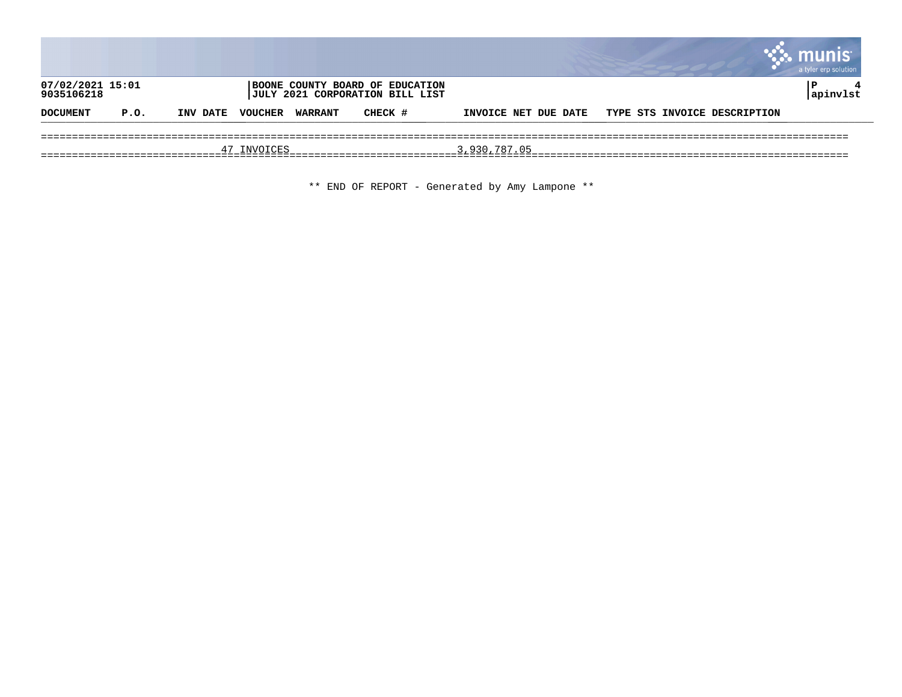| DOCUMENT | P.O. | INV DATE | VOUCHER | WARRANT | CHECK # | INVOICE NET | DUE DATE | TYPE | STS | INVOICE DESCRIPTION |
|---|---|---|---|---|---|---|---|---|---|---|
| | | 47 INVOICES | | | | 3,930,787.05 | | | | |

** END OF REPORT - Generated by Amy Lampone **